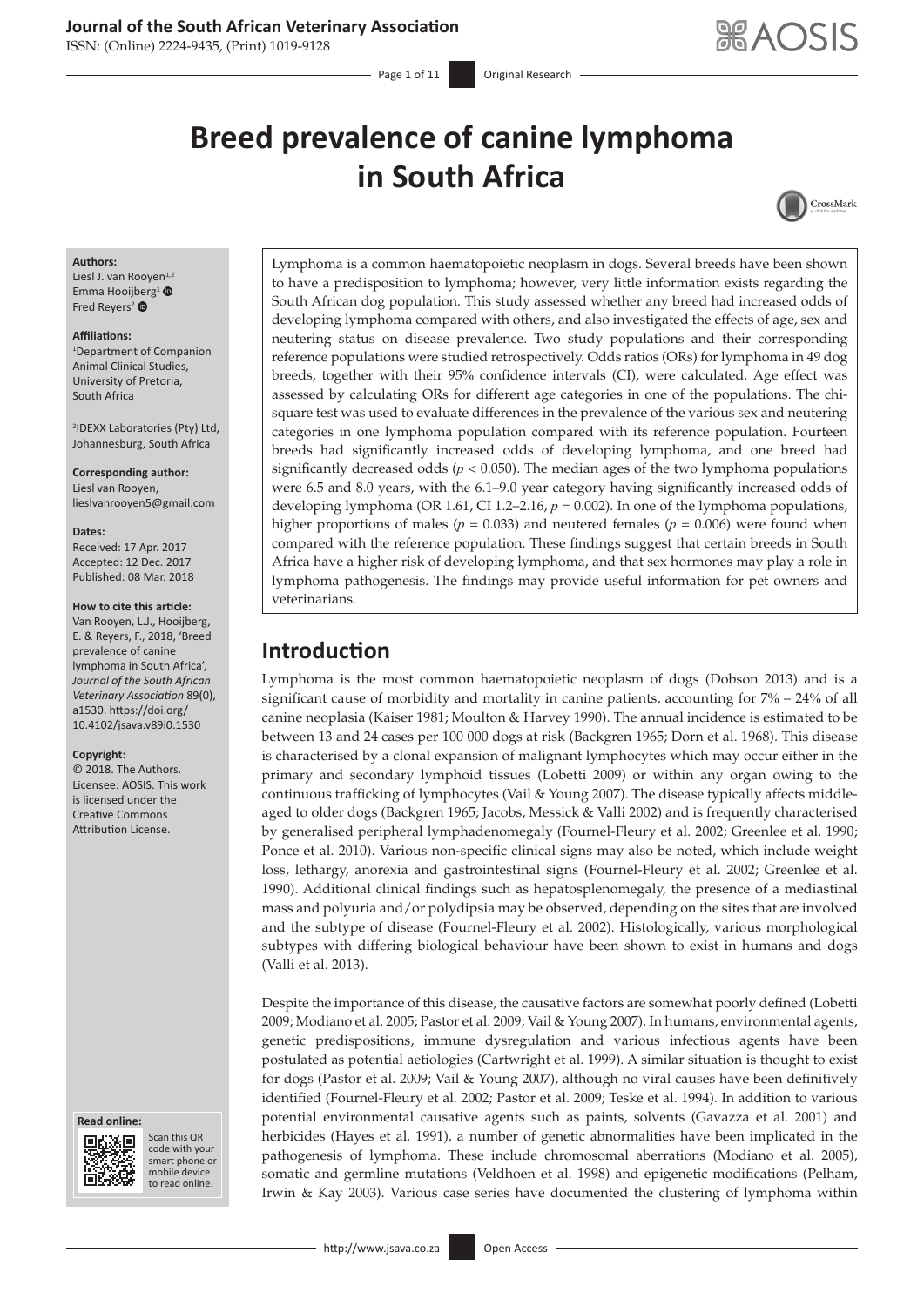# Breed prevalence of canine lymphoma in South Africa

**Authors:**
Liesl J. van Rooyen[1,2]
Emma Hooijberg[1]
Fred Reyers[2]

**Affiliations:**
[1]Department of Companion Animal Clinical Studies, University of Pretoria, South Africa

[2]IDEXX Laboratories (Pty) Ltd, Johannesburg, South Africa

**Corresponding author:**
Liesl van Rooyen,
lieslvanrooyen5@gmail.com

**Dates:**
Received: 17 Apr. 2017
Accepted: 12 Dec. 2017
Published: 08 Mar. 2018

**How to cite this article:**
Van Rooyen, L.J., Hooijberg, E. & Reyers, F., 2018, 'Breed prevalence of canine lymphoma in South Africa', *Journal of the South African Veterinary Association* 89(0), a1530. https://doi.org/10.4102/jsava.v89i0.1530

**Copyright:**
© 2018. The Authors. Licensee: AOSIS. This work is licensed under the Creative Commons Attribution License.

Lymphoma is a common haematopoietic neoplasm in dogs. Several breeds have been shown to have a predisposition to lymphoma; however, very little information exists regarding the South African dog population. This study assessed whether any breed had increased odds of developing lymphoma compared with others, and also investigated the effects of age, sex and neutering status on disease prevalence. Two study populations and their corresponding reference populations were studied retrospectively. Odds ratios (ORs) for lymphoma in 49 dog breeds, together with their 95% confidence intervals (CI), were calculated. Age effect was assessed by calculating ORs for different age categories in one of the populations. The chi-square test was used to evaluate differences in the prevalence of the various sex and neutering categories in one lymphoma population compared with its reference population. Fourteen breeds had significantly increased odds of developing lymphoma, and one breed had significantly decreased odds ($p < 0.050$). The median ages of the two lymphoma populations were 6.5 and 8.0 years, with the 6.1–9.0 year category having significantly increased odds of developing lymphoma (OR 1.61, CI 1.2–2.16, $p = 0.002$). In one of the lymphoma populations, higher proportions of males ($p = 0.033$) and neutered females ($p = 0.006$) were found when compared with the reference population. These findings suggest that certain breeds in South Africa have a higher risk of developing lymphoma, and that sex hormones may play a role in lymphoma pathogenesis. The findings may provide useful information for pet owners and veterinarians.

## Introduction

Lymphoma is the most common haematopoietic neoplasm of dogs (Dobson 2013) and is a significant cause of morbidity and mortality in canine patients, accounting for 7% – 24% of all canine neoplasia (Kaiser 1981; Moulton & Harvey 1990). The annual incidence is estimated to be between 13 and 24 cases per 100 000 dogs at risk (Backgren 1965; Dorn et al. 1968). This disease is characterised by a clonal expansion of malignant lymphocytes which may occur either in the primary and secondary lymphoid tissues (Lobetti 2009) or within any organ owing to the continuous trafficking of lymphocytes (Vail & Young 2007). The disease typically affects middle-aged to older dogs (Backgren 1965; Jacobs, Messick & Valli 2002) and is frequently characterised by generalised peripheral lymphadenomegaly (Fournel-Fleury et al. 2002; Greenlee et al. 1990; Ponce et al. 2010). Various non-specific clinical signs may also be noted, which include weight loss, lethargy, anorexia and gastrointestinal signs (Fournel-Fleury et al. 2002; Greenlee et al. 1990). Additional clinical findings such as hepatosplenomegaly, the presence of a mediastinal mass and polyuria and/or polydipsia may be observed, depending on the sites that are involved and the subtype of disease (Fournel-Fleury et al. 2002). Histologically, various morphological subtypes with differing biological behaviour have been shown to exist in humans and dogs (Valli et al. 2013).

Despite the importance of this disease, the causative factors are somewhat poorly defined (Lobetti 2009; Modiano et al. 2005; Pastor et al. 2009; Vail & Young 2007). In humans, environmental agents, genetic predispositions, immune dysregulation and various infectious agents have been postulated as potential aetiologies (Cartwright et al. 1999). A similar situation is thought to exist for dogs (Pastor et al. 2009; Vail & Young 2007), although no viral causes have been definitively identified (Fournel-Fleury et al. 2002; Pastor et al. 2009; Teske et al. 1994). In addition to various potential environmental causative agents such as paints, solvents (Gavazza et al. 2001) and herbicides (Hayes et al. 1991), a number of genetic abnormalities have been implicated in the pathogenesis of lymphoma. These include chromosomal aberrations (Modiano et al. 2005), somatic and germline mutations (Veldhoen et al. 1998) and epigenetic modifications (Pelham, Irwin & Kay 2003). Various case series have documented the clustering of lymphoma within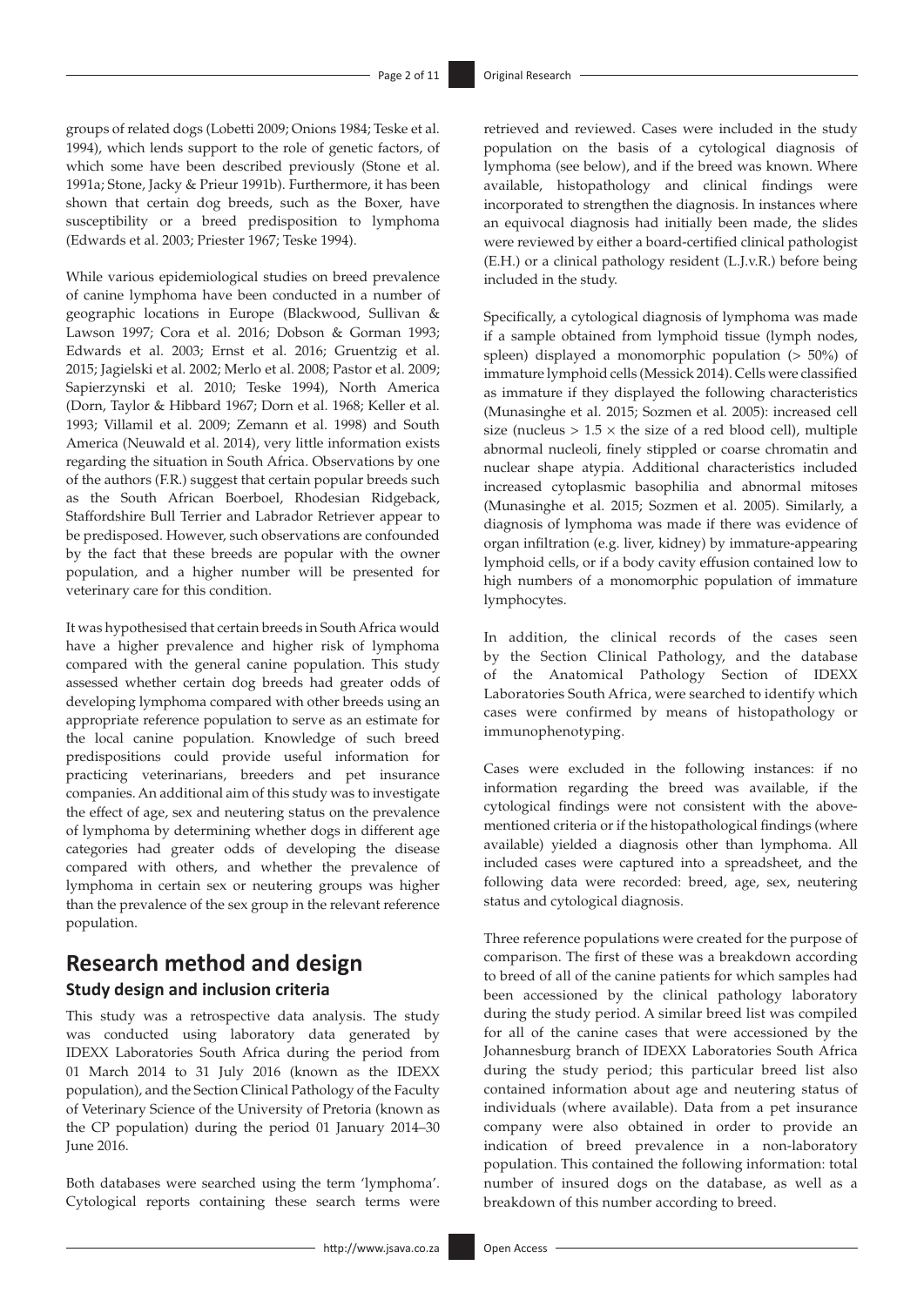groups of related dogs (Lobetti 2009; Onions 1984; Teske et al. 1994), which lends support to the role of genetic factors, of which some have been described previously (Stone et al. 1991a; Stone, Jacky & Prieur 1991b). Furthermore, it has been shown that certain dog breeds, such as the Boxer, have susceptibility or a breed predisposition to lymphoma (Edwards et al. 2003; Priester 1967; Teske 1994).

While various epidemiological studies on breed prevalence of canine lymphoma have been conducted in a number of geographic locations in Europe (Blackwood, Sullivan & Lawson 1997; Cora et al. 2016; Dobson & Gorman 1993; Edwards et al. 2003; Ernst et al. 2016; Gruentzig et al. 2015; Jagielski et al. 2002; Merlo et al. 2008; Pastor et al. 2009; Sapierzynski et al. 2010; Teske 1994), North America (Dorn, Taylor & Hibbard 1967; Dorn et al. 1968; Keller et al. 1993; Villamil et al. 2009; Zemann et al. 1998) and South America (Neuwald et al. 2014), very little information exists regarding the situation in South Africa. Observations by one of the authors (F.R.) suggest that certain popular breeds such as the South African Boerboel, Rhodesian Ridgeback, Staffordshire Bull Terrier and Labrador Retriever appear to be predisposed. However, such observations are confounded by the fact that these breeds are popular with the owner population, and a higher number will be presented for veterinary care for this condition.

It was hypothesised that certain breeds in South Africa would have a higher prevalence and higher risk of lymphoma compared with the general canine population. This study assessed whether certain dog breeds had greater odds of developing lymphoma compared with other breeds using an appropriate reference population to serve as an estimate for the local canine population. Knowledge of such breed predispositions could provide useful information for practicing veterinarians, breeders and pet insurance companies. An additional aim of this study was to investigate the effect of age, sex and neutering status on the prevalence of lymphoma by determining whether dogs in different age categories had greater odds of developing the disease compared with others, and whether the prevalence of lymphoma in certain sex or neutering groups was higher than the prevalence of the sex group in the relevant reference population.

## Research method and design

### Study design and inclusion criteria

This study was a retrospective data analysis. The study was conducted using laboratory data generated by IDEXX Laboratories South Africa during the period from 01 March 2014 to 31 July 2016 (known as the IDEXX population), and the Section Clinical Pathology of the Faculty of Veterinary Science of the University of Pretoria (known as the CP population) during the period 01 January 2014–30 June 2016.

Both databases were searched using the term 'lymphoma'. Cytological reports containing these search terms were retrieved and reviewed. Cases were included in the study population on the basis of a cytological diagnosis of lymphoma (see below), and if the breed was known. Where available, histopathology and clinical findings were incorporated to strengthen the diagnosis. In instances where an equivocal diagnosis had initially been made, the slides were reviewed by either a board-certified clinical pathologist (E.H.) or a clinical pathology resident (L.J.v.R.) before being included in the study.

Specifically, a cytological diagnosis of lymphoma was made if a sample obtained from lymphoid tissue (lymph nodes, spleen) displayed a monomorphic population (> 50%) of immature lymphoid cells (Messick 2014). Cells were classified as immature if they displayed the following characteristics (Munasinghe et al. 2015; Sozmen et al. 2005): increased cell size (nucleus > 1.5 × the size of a red blood cell), multiple abnormal nucleoli, finely stippled or coarse chromatin and nuclear shape atypia. Additional characteristics included increased cytoplasmic basophilia and abnormal mitoses (Munasinghe et al. 2015; Sozmen et al. 2005). Similarly, a diagnosis of lymphoma was made if there was evidence of organ infiltration (e.g. liver, kidney) by immature-appearing lymphoid cells, or if a body cavity effusion contained low to high numbers of a monomorphic population of immature lymphocytes.

In addition, the clinical records of the cases seen by the Section Clinical Pathology, and the database of the Anatomical Pathology Section of IDEXX Laboratories South Africa, were searched to identify which cases were confirmed by means of histopathology or immunophenotyping.

Cases were excluded in the following instances: if no information regarding the breed was available, if the cytological findings were not consistent with the above-mentioned criteria or if the histopathological findings (where available) yielded a diagnosis other than lymphoma. All included cases were captured into a spreadsheet, and the following data were recorded: breed, age, sex, neutering status and cytological diagnosis.

Three reference populations were created for the purpose of comparison. The first of these was a breakdown according to breed of all of the canine patients for which samples had been accessioned by the clinical pathology laboratory during the study period. A similar breed list was compiled for all of the canine cases that were accessioned by the Johannesburg branch of IDEXX Laboratories South Africa during the study period; this particular breed list also contained information about age and neutering status of individuals (where available). Data from a pet insurance company were also obtained in order to provide an indication of breed prevalence in a non-laboratory population. This contained the following information: total number of insured dogs on the database, as well as a breakdown of this number according to breed.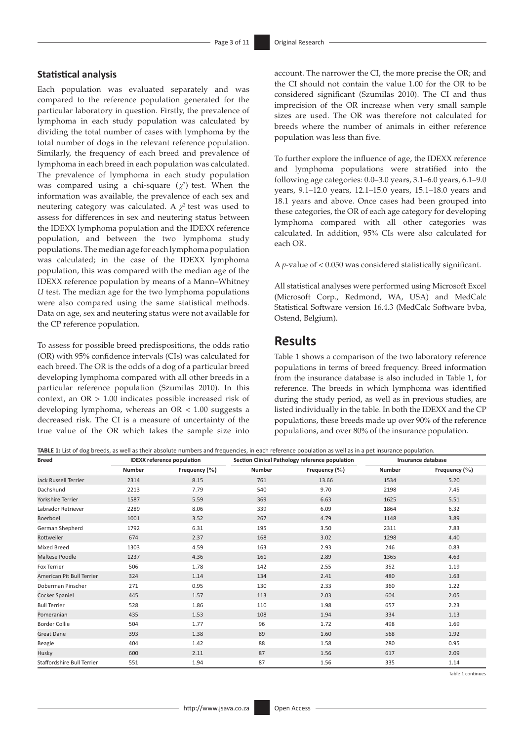### Statistical analysis

Each population was evaluated separately and was compared to the reference population generated for the particular laboratory in question. Firstly, the prevalence of lymphoma in each study population was calculated by dividing the total number of cases with lymphoma by the total number of dogs in the relevant reference population. Similarly, the frequency of each breed and prevalence of lymphoma in each breed in each population was calculated. The prevalence of lymphoma in each study population was compared using a chi-square ($\chi^2$) test. When the information was available, the prevalence of each sex and neutering category was calculated. A $\chi^2$ test was used to assess for differences in sex and neutering status between the IDEXX lymphoma population and the IDEXX reference population, and between the two lymphoma study populations. The median age for each lymphoma population was calculated; in the case of the IDEXX lymphoma population, this was compared with the median age of the IDEXX reference population by means of a Mann–Whitney *U* test. The median age for the two lymphoma populations were also compared using the same statistical methods. Data on age, sex and neutering status were not available for the CP reference population.

To assess for possible breed predispositions, the odds ratio (OR) with 95% confidence intervals (CIs) was calculated for each breed. The OR is the odds of a dog of a particular breed developing lymphoma compared with all other breeds in a particular reference population (Szumilas 2010). In this context, an OR > 1.00 indicates possible increased risk of developing lymphoma, whereas an OR < 1.00 suggests a decreased risk. The CI is a measure of uncertainty of the true value of the OR which takes the sample size into account. The narrower the CI, the more precise the OR; and the CI should not contain the value 1.00 for the OR to be considered significant (Szumilas 2010). The CI and thus imprecision of the OR increase when very small sample sizes are used. The OR was therefore not calculated for breeds where the number of animals in either reference population was less than five.

To further explore the influence of age, the IDEXX reference and lymphoma populations were stratified into the following age categories: 0.0–3.0 years, 3.1–6.0 years, 6.1–9.0 years, 9.1–12.0 years, 12.1–15.0 years, 15.1–18.0 years and 18.1 years and above. Once cases had been grouped into these categories, the OR of each age category for developing lymphoma compared with all other categories was calculated. In addition, 95% CIs were also calculated for each OR.

A *p*-value of < 0.050 was considered statistically significant.

All statistical analyses were performed using Microsoft Excel (Microsoft Corp., Redmond, WA, USA) and MedCalc Statistical Software version 16.4.3 (MedCalc Software bvba, Ostend, Belgium).

## Results

Table 1 shows a comparison of the two laboratory reference populations in terms of breed frequency. Breed information from the insurance database is also included in Table 1, for reference. The breeds in which lymphoma was identified during the study period, as well as in previous studies, are listed individually in the table. In both the IDEXX and the CP populations, these breeds made up over 90% of the reference populations, and over 80% of the insurance population.

**TABLE 1:** List of dog breeds, as well as their absolute numbers and frequencies, in each reference population as well as in a pet insurance population.

| Breed | IDEXX reference population | | Section Clinical Pathology reference population | | Insurance database | |
|---|---|---|---|---|---|---|
| | Number | Frequency (%) | Number | Frequency (%) | Number | Frequency (%) |
| Jack Russell Terrier | 2314 | 8.15 | 761 | 13.66 | 1534 | 5.20 |
| Dachshund | 2213 | 7.79 | 540 | 9.70 | 2198 | 7.45 |
| Yorkshire Terrier | 1587 | 5.59 | 369 | 6.63 | 1625 | 5.51 |
| Labrador Retriever | 2289 | 8.06 | 339 | 6.09 | 1864 | 6.32 |
| Boerboel | 1001 | 3.52 | 267 | 4.79 | 1148 | 3.89 |
| German Shepherd | 1792 | 6.31 | 195 | 3.50 | 2311 | 7.83 |
| Rottweiler | 674 | 2.37 | 168 | 3.02 | 1298 | 4.40 |
| Mixed Breed | 1303 | 4.59 | 163 | 2.93 | 246 | 0.83 |
| Maltese Poodle | 1237 | 4.36 | 161 | 2.89 | 1365 | 4.63 |
| Fox Terrier | 506 | 1.78 | 142 | 2.55 | 352 | 1.19 |
| American Pit Bull Terrier | 324 | 1.14 | 134 | 2.41 | 480 | 1.63 |
| Doberman Pinscher | 271 | 0.95 | 130 | 2.33 | 360 | 1.22 |
| Cocker Spaniel | 445 | 1.57 | 113 | 2.03 | 604 | 2.05 |
| Bull Terrier | 528 | 1.86 | 110 | 1.98 | 657 | 2.23 |
| Pomeranian | 435 | 1.53 | 108 | 1.94 | 334 | 1.13 |
| Border Collie | 504 | 1.77 | 96 | 1.72 | 498 | 1.69 |
| Great Dane | 393 | 1.38 | 89 | 1.60 | 568 | 1.92 |
| Beagle | 404 | 1.42 | 88 | 1.58 | 280 | 0.95 |
| Husky | 600 | 2.11 | 87 | 1.56 | 617 | 2.09 |
| Staffordshire Bull Terrier | 551 | 1.94 | 87 | 1.56 | 335 | 1.14 |

Table 1 continues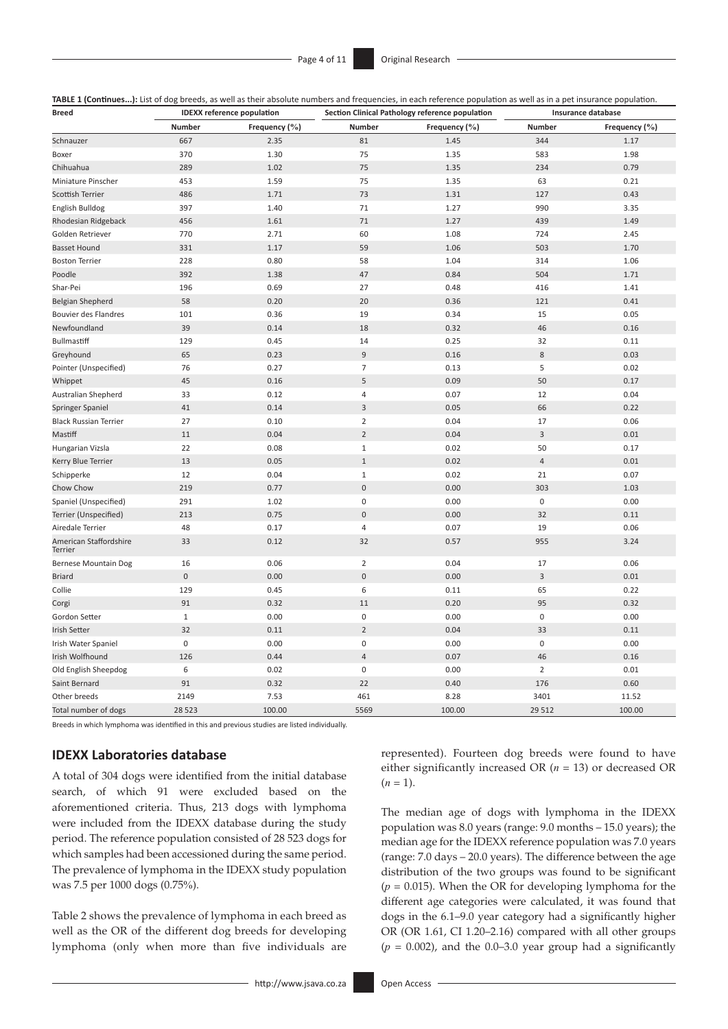**TABLE 1 (Continues...):** List of dog breeds, as well as their absolute numbers and frequencies, in each reference population as well as in a pet insurance population.

| Breed | IDEXX reference population | | Section Clinical Pathology reference population | | Insurance database | |
|---|---|---|---|---|---|---|
| | Number | Frequency (%) | Number | Frequency (%) | Number | Frequency (%) |
| Schnauzer | 667 | 2.35 | 81 | 1.45 | 344 | 1.17 |
| Boxer | 370 | 1.30 | 75 | 1.35 | 583 | 1.98 |
| Chihuahua | 289 | 1.02 | 75 | 1.35 | 234 | 0.79 |
| Miniature Pinscher | 453 | 1.59 | 75 | 1.35 | 63 | 0.21 |
| Scottish Terrier | 486 | 1.71 | 73 | 1.31 | 127 | 0.43 |
| English Bulldog | 397 | 1.40 | 71 | 1.27 | 990 | 3.35 |
| Rhodesian Ridgeback | 456 | 1.61 | 71 | 1.27 | 439 | 1.49 |
| Golden Retriever | 770 | 2.71 | 60 | 1.08 | 724 | 2.45 |
| Basset Hound | 331 | 1.17 | 59 | 1.06 | 503 | 1.70 |
| Boston Terrier | 228 | 0.80 | 58 | 1.04 | 314 | 1.06 |
| Poodle | 392 | 1.38 | 47 | 0.84 | 504 | 1.71 |
| Shar-Pei | 196 | 0.69 | 27 | 0.48 | 416 | 1.41 |
| Belgian Shepherd | 58 | 0.20 | 20 | 0.36 | 121 | 0.41 |
| Bouvier des Flandres | 101 | 0.36 | 19 | 0.34 | 15 | 0.05 |
| Newfoundland | 39 | 0.14 | 18 | 0.32 | 46 | 0.16 |
| Bullmastiff | 129 | 0.45 | 14 | 0.25 | 32 | 0.11 |
| Greyhound | 65 | 0.23 | 9 | 0.16 | 8 | 0.03 |
| Pointer (Unspecified) | 76 | 0.27 | 7 | 0.13 | 5 | 0.02 |
| Whippet | 45 | 0.16 | 5 | 0.09 | 50 | 0.17 |
| Australian Shepherd | 33 | 0.12 | 4 | 0.07 | 12 | 0.04 |
| Springer Spaniel | 41 | 0.14 | 3 | 0.05 | 66 | 0.22 |
| Black Russian Terrier | 27 | 0.10 | 2 | 0.04 | 17 | 0.06 |
| Mastiff | 11 | 0.04 | 2 | 0.04 | 3 | 0.01 |
| Hungarian Vizsla | 22 | 0.08 | 1 | 0.02 | 50 | 0.17 |
| Kerry Blue Terrier | 13 | 0.05 | 1 | 0.02 | 4 | 0.01 |
| Schipperke | 12 | 0.04 | 1 | 0.02 | 21 | 0.07 |
| Chow Chow | 219 | 0.77 | 0 | 0.00 | 303 | 1.03 |
| Spaniel (Unspecified) | 291 | 1.02 | 0 | 0.00 | 0 | 0.00 |
| Terrier (Unspecified) | 213 | 0.75 | 0 | 0.00 | 32 | 0.11 |
| Airedale Terrier | 48 | 0.17 | 4 | 0.07 | 19 | 0.06 |
| American Staffordshire Terrier | 33 | 0.12 | 32 | 0.57 | 955 | 3.24 |
| Bernese Mountain Dog | 16 | 0.06 | 2 | 0.04 | 17 | 0.06 |
| Briard | 0 | 0.00 | 0 | 0.00 | 3 | 0.01 |
| Collie | 129 | 0.45 | 6 | 0.11 | 65 | 0.22 |
| Corgi | 91 | 0.32 | 11 | 0.20 | 95 | 0.32 |
| Gordon Setter | 1 | 0.00 | 0 | 0.00 | 0 | 0.00 |
| Irish Setter | 32 | 0.11 | 2 | 0.04 | 33 | 0.11 |
| Irish Water Spaniel | 0 | 0.00 | 0 | 0.00 | 0 | 0.00 |
| Irish Wolfhound | 126 | 0.44 | 4 | 0.07 | 46 | 0.16 |
| Old English Sheepdog | 6 | 0.02 | 0 | 0.00 | 2 | 0.01 |
| Saint Bernard | 91 | 0.32 | 22 | 0.40 | 176 | 0.60 |
| Other breeds | 2149 | 7.53 | 461 | 8.28 | 3401 | 11.52 |
| Total number of dogs | 28 523 | 100.00 | 5569 | 100.00 | 29 512 | 100.00 |

Breeds in which lymphoma was identified in this and previous studies are listed individually.

## IDEXX Laboratories database

A total of 304 dogs were identified from the initial database search, of which 91 were excluded based on the aforementioned criteria. Thus, 213 dogs with lymphoma were included from the IDEXX database during the study period. The reference population consisted of 28 523 dogs for which samples had been accessioned during the same period. The prevalence of lymphoma in the IDEXX study population was 7.5 per 1000 dogs (0.75%).

Table 2 shows the prevalence of lymphoma in each breed as well as the OR of the different dog breeds for developing lymphoma (only when more than five individuals are represented). Fourteen dog breeds were found to have either significantly increased OR ($n$ = 13) or decreased OR ($n$ = 1).

The median age of dogs with lymphoma in the IDEXX population was 8.0 years (range: 9.0 months – 15.0 years); the median age for the IDEXX reference population was 7.0 years (range: 7.0 days – 20.0 years). The difference between the age distribution of the two groups was found to be significant ($p$ = 0.015). When the OR for developing lymphoma for the different age categories were calculated, it was found that dogs in the 6.1–9.0 year category had a significantly higher OR (OR 1.61, CI 1.20–2.16) compared with all other groups ($p$ = 0.002), and the 0.0–3.0 year group had a significantly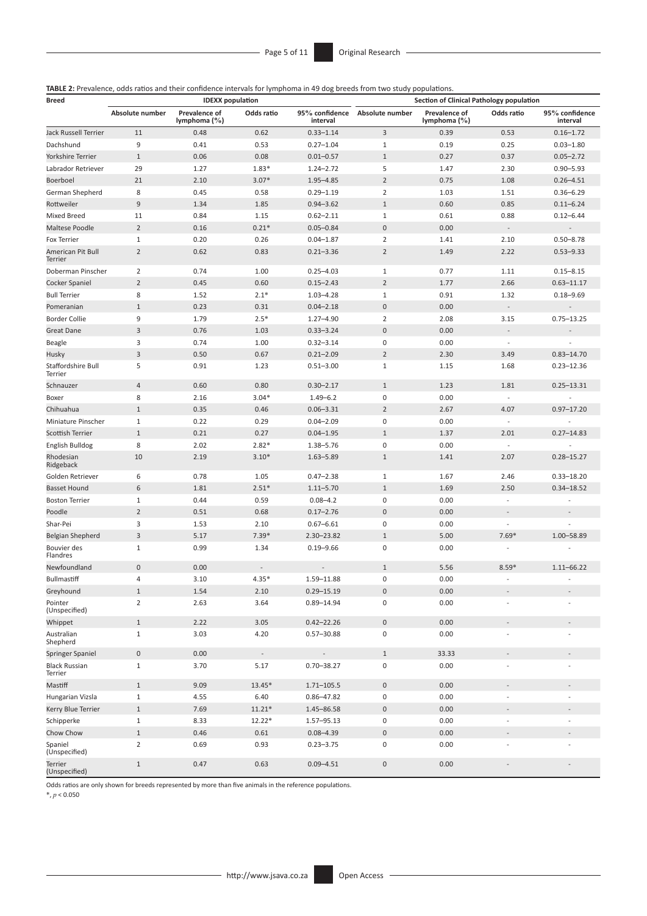**TABLE 2:** Prevalence, odds ratios and their confidence intervals for lymphoma in 49 dog breeds from two study populations.

| Breed | IDEXX population | | | | Section of Clinical Pathology population | | | |
|---|---|---|---|---|---|---|---|---|
| | Absolute number | Prevalence of lymphoma (%) | Odds ratio | 95% confidence interval | Absolute number | Prevalence of lymphoma (%) | Odds ratio | 95% confidence interval |
| Jack Russell Terrier | 11 | 0.48 | 0.62 | 0.33–1.14 | 3 | 0.39 | 0.53 | 0.16–1.72 |
| Dachshund | 9 | 0.41 | 0.53 | 0.27–1.04 | 1 | 0.19 | 0.25 | 0.03–1.80 |
| Yorkshire Terrier | 1 | 0.06 | 0.08 | 0.01–0.57 | 1 | 0.27 | 0.37 | 0.05–2.72 |
| Labrador Retriever | 29 | 1.27 | 1.83* | 1.24–2.72 | 5 | 1.47 | 2.30 | 0.90–5.93 |
| Boerboel | 21 | 2.10 | 3.07* | 1.95–4.85 | 2 | 0.75 | 1.08 | 0.26–4.51 |
| German Shepherd | 8 | 0.45 | 0.58 | 0.29–1.19 | 2 | 1.03 | 1.51 | 0.36–6.29 |
| Rottweiler | 9 | 1.34 | 1.85 | 0.94–3.62 | 1 | 0.60 | 0.85 | 0.11–6.24 |
| Mixed Breed | 11 | 0.84 | 1.15 | 0.62–2.11 | 1 | 0.61 | 0.88 | 0.12–6.44 |
| Maltese Poodle | 2 | 0.16 | 0.21* | 0.05–0.84 | 0 | 0.00 | - | - |
| Fox Terrier | 1 | 0.20 | 0.26 | 0.04–1.87 | 2 | 1.41 | 2.10 | 0.50–8.78 |
| American Pit Bull Terrier | 2 | 0.62 | 0.83 | 0.21–3.36 | 2 | 1.49 | 2.22 | 0.53–9.33 |
| Doberman Pinscher | 2 | 0.74 | 1.00 | 0.25–4.03 | 1 | 0.77 | 1.11 | 0.15–8.15 |
| Cocker Spaniel | 2 | 0.45 | 0.60 | 0.15–2.43 | 2 | 1.77 | 2.66 | 0.63–11.17 |
| Bull Terrier | 8 | 1.52 | 2.1* | 1.03–4.28 | 1 | 0.91 | 1.32 | 0.18–9.69 |
| Pomeranian | 1 | 0.23 | 0.31 | 0.04–2.18 | 0 | 0.00 | - | - |
| Border Collie | 9 | 1.79 | 2.5* | 1.27–4.90 | 2 | 2.08 | 3.15 | 0.75–13.25 |
| Great Dane | 3 | 0.76 | 1.03 | 0.33–3.24 | 0 | 0.00 | - | - |
| Beagle | 3 | 0.74 | 1.00 | 0.32–3.14 | 0 | 0.00 | - | - |
| Husky | 3 | 0.50 | 0.67 | 0.21–2.09 | 2 | 2.30 | 3.49 | 0.83–14.70 |
| Staffordshire Bull Terrier | 5 | 0.91 | 1.23 | 0.51–3.00 | 1 | 1.15 | 1.68 | 0.23–12.36 |
| Schnauzer | 4 | 0.60 | 0.80 | 0.30–2.17 | 1 | 1.23 | 1.81 | 0.25–13.31 |
| Boxer | 8 | 2.16 | 3.04* | 1.49–6.2 | 0 | 0.00 | - | - |
| Chihuahua | 1 | 0.35 | 0.46 | 0.06–3.31 | 2 | 2.67 | 4.07 | 0.97–17.20 |
| Miniature Pinscher | 1 | 0.22 | 0.29 | 0.04–2.09 | 0 | 0.00 | - | - |
| Scottish Terrier | 1 | 0.21 | 0.27 | 0.04–1.95 | 1 | 1.37 | 2.01 | 0.27–14.83 |
| English Bulldog | 8 | 2.02 | 2.82* | 1.38–5.76 | 0 | 0.00 | - | - |
| Rhodesian Ridgeback | 10 | 2.19 | 3.10* | 1.63–5.89 | 1 | 1.41 | 2.07 | 0.28–15.27 |
| Golden Retriever | 6 | 0.78 | 1.05 | 0.47–2.38 | 1 | 1.67 | 2.46 | 0.33–18.20 |
| Basset Hound | 6 | 1.81 | 2.51* | 1.11–5.70 | 1 | 1.69 | 2.50 | 0.34–18.52 |
| Boston Terrier | 1 | 0.44 | 0.59 | 0.08–4.2 | 0 | 0.00 | - | - |
| Poodle | 2 | 0.51 | 0.68 | 0.17–2.76 | 0 | 0.00 | - | - |
| Shar-Pei | 3 | 1.53 | 2.10 | 0.67–6.61 | 0 | 0.00 | - | - |
| Belgian Shepherd | 3 | 5.17 | 7.39* | 2.30–23.82 | 1 | 5.00 | 7.69* | 1.00–58.89 |
| Bouvier des Flandres | 1 | 0.99 | 1.34 | 0.19–9.66 | 0 | 0.00 | - | - |
| Newfoundland | 0 | 0.00 | - | - | 1 | 5.56 | 8.59* | 1.11–66.22 |
| Bullmastiff | 4 | 3.10 | 4.35* | 1.59–11.88 | 0 | 0.00 | - | - |
| Greyhound | 1 | 1.54 | 2.10 | 0.29–15.19 | 0 | 0.00 | - | - |
| Pointer (Unspecified) | 2 | 2.63 | 3.64 | 0.89–14.94 | 0 | 0.00 | - | - |
| Whippet | 1 | 2.22 | 3.05 | 0.42–22.26 | 0 | 0.00 | - | - |
| Australian Shepherd | 1 | 3.03 | 4.20 | 0.57–30.88 | 0 | 0.00 | - | - |
| Springer Spaniel | 0 | 0.00 | - | - | 1 | 33.33 | - | - |
| Black Russian Terrier | 1 | 3.70 | 5.17 | 0.70–38.27 | 0 | 0.00 | - | - |
| Mastiff | 1 | 9.09 | 13.45* | 1.71–105.5 | 0 | 0.00 | - | - |
| Hungarian Vizsla | 1 | 4.55 | 6.40 | 0.86–47.82 | 0 | 0.00 | - | - |
| Kerry Blue Terrier | 1 | 7.69 | 11.21* | 1.45–86.58 | 0 | 0.00 | - | - |
| Schipperke | 1 | 8.33 | 12.22* | 1.57–95.13 | 0 | 0.00 | - | - |
| Chow Chow | 1 | 0.46 | 0.61 | 0.08–4.39 | 0 | 0.00 | - | - |
| Spaniel (Unspecified) | 2 | 0.69 | 0.93 | 0.23–3.75 | 0 | 0.00 | - | - |
| Terrier (Unspecified) | 1 | 0.47 | 0.63 | 0.09–4.51 | 0 | 0.00 | - | - |

Odds ratios are only shown for breeds represented by more than five animals in the reference populations.

*, $p < 0.050$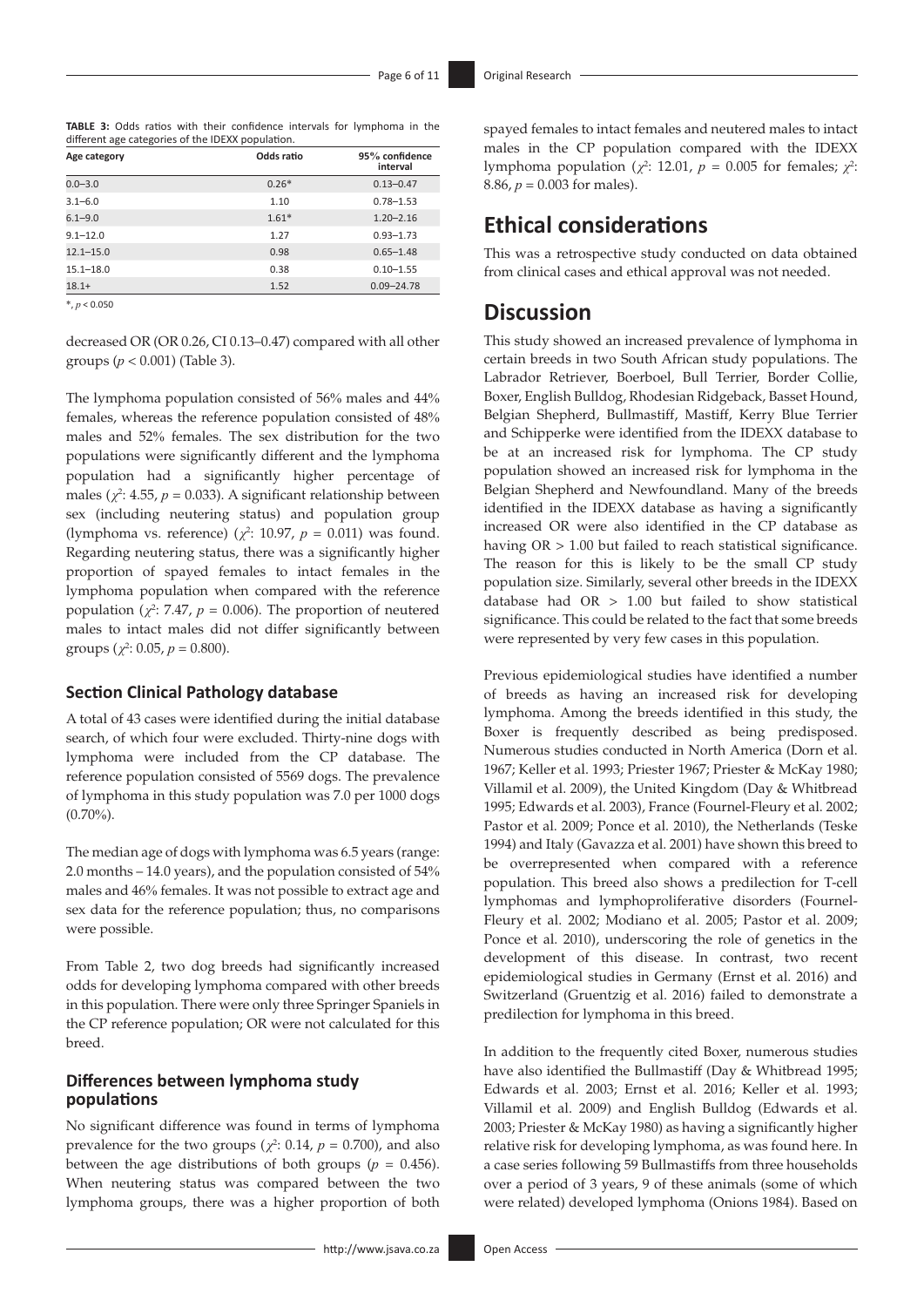**TABLE 3:** Odds ratios with their confidence intervals for lymphoma in the different age categories of the IDEXX population.

| Age category | Odds ratio | 95% confidence interval |
|---|---|---|
| 0.0–3.0 | 0.26* | 0.13–0.47 |
| 3.1–6.0 | 1.10 | 0.78–1.53 |
| 6.1–9.0 | 1.61* | 1.20–2.16 |
| 9.1–12.0 | 1.27 | 0.93–1.73 |
| 12.1–15.0 | 0.98 | 0.65–1.48 |
| 15.1–18.0 | 0.38 | 0.10–1.55 |
| 18.1+ | 1.52 | 0.09–24.78 |

*, $p < 0.050$

decreased OR (OR 0.26, CI 0.13–0.47) compared with all other groups ($p < 0.001$) (Table 3).

The lymphoma population consisted of 56% males and 44% females, whereas the reference population consisted of 48% males and 52% females. The sex distribution for the two populations were significantly different and the lymphoma population had a significantly higher percentage of males ($\chi^2$: 4.55, $p = 0.033$). A significant relationship between sex (including neutering status) and population group (lymphoma vs. reference) ($\chi^2$: 10.97, $p = 0.011$) was found. Regarding neutering status, there was a significantly higher proportion of spayed females to intact females in the lymphoma population when compared with the reference population ($\chi^2$: 7.47, $p = 0.006$). The proportion of neutered males to intact males did not differ significantly between groups ($\chi^2$: 0.05, $p = 0.800$).

### Section Clinical Pathology database

A total of 43 cases were identified during the initial database search, of which four were excluded. Thirty-nine dogs with lymphoma were included from the CP database. The reference population consisted of 5569 dogs. The prevalence of lymphoma in this study population was 7.0 per 1000 dogs (0.70%).

The median age of dogs with lymphoma was 6.5 years (range: 2.0 months – 14.0 years), and the population consisted of 54% males and 46% females. It was not possible to extract age and sex data for the reference population; thus, no comparisons were possible.

From Table 2, two dog breeds had significantly increased odds for developing lymphoma compared with other breeds in this population. There were only three Springer Spaniels in the CP reference population; OR were not calculated for this breed.

### Differences between lymphoma study populations

No significant difference was found in terms of lymphoma prevalence for the two groups ($\chi^2$: 0.14, $p = 0.700$), and also between the age distributions of both groups ($p = 0.456$). When neutering status was compared between the two lymphoma groups, there was a higher proportion of both spayed females to intact females and neutered males to intact males in the CP population compared with the IDEXX lymphoma population ($\chi^2$: 12.01, $p = 0.005$ for females; $\chi^2$: 8.86, $p = 0.003$ for males).

## Ethical considerations

This was a retrospective study conducted on data obtained from clinical cases and ethical approval was not needed.

## Discussion

This study showed an increased prevalence of lymphoma in certain breeds in two South African study populations. The Labrador Retriever, Boerboel, Bull Terrier, Border Collie, Boxer, English Bulldog, Rhodesian Ridgeback, Basset Hound, Belgian Shepherd, Bullmastiff, Mastiff, Kerry Blue Terrier and Schipperke were identified from the IDEXX database to be at an increased risk for lymphoma. The CP study population showed an increased risk for lymphoma in the Belgian Shepherd and Newfoundland. Many of the breeds identified in the IDEXX database as having a significantly increased OR were also identified in the CP database as having OR > 1.00 but failed to reach statistical significance. The reason for this is likely to be the small CP study population size. Similarly, several other breeds in the IDEXX database had OR > 1.00 but failed to show statistical significance. This could be related to the fact that some breeds were represented by very few cases in this population.

Previous epidemiological studies have identified a number of breeds as having an increased risk for developing lymphoma. Among the breeds identified in this study, the Boxer is frequently described as being predisposed. Numerous studies conducted in North America (Dorn et al. 1967; Keller et al. 1993; Priester 1967; Priester & McKay 1980; Villamil et al. 2009), the United Kingdom (Day & Whitbread 1995; Edwards et al. 2003), France (Fournel-Fleury et al. 2002; Pastor et al. 2009; Ponce et al. 2010), the Netherlands (Teske 1994) and Italy (Gavazza et al. 2001) have shown this breed to be overrepresented when compared with a reference population. This breed also shows a predilection for T-cell lymphomas and lymphoproliferative disorders (Fournel-Fleury et al. 2002; Modiano et al. 2005; Pastor et al. 2009; Ponce et al. 2010), underscoring the role of genetics in the development of this disease. In contrast, two recent epidemiological studies in Germany (Ernst et al. 2016) and Switzerland (Gruentzig et al. 2016) failed to demonstrate a predilection for lymphoma in this breed.

In addition to the frequently cited Boxer, numerous studies have also identified the Bullmastiff (Day & Whitbread 1995; Edwards et al. 2003; Ernst et al. 2016; Keller et al. 1993; Villamil et al. 2009) and English Bulldog (Edwards et al. 2003; Priester & McKay 1980) as having a significantly higher relative risk for developing lymphoma, as was found here. In a case series following 59 Bullmastiffs from three households over a period of 3 years, 9 of these animals (some of which were related) developed lymphoma (Onions 1984). Based on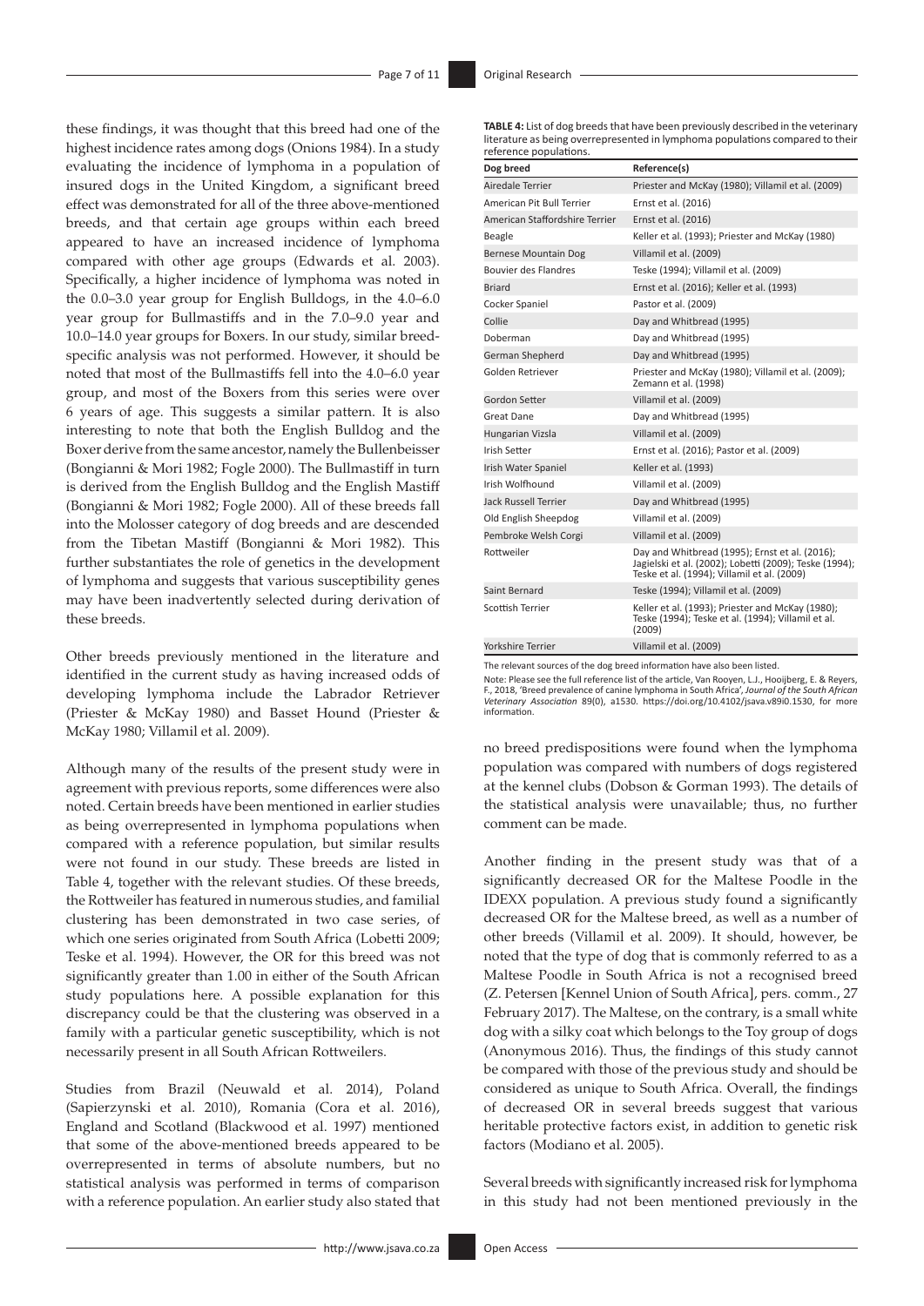these findings, it was thought that this breed had one of the highest incidence rates among dogs (Onions 1984). In a study evaluating the incidence of lymphoma in a population of insured dogs in the United Kingdom, a significant breed effect was demonstrated for all of the three above-mentioned breeds, and that certain age groups within each breed appeared to have an increased incidence of lymphoma compared with other age groups (Edwards et al. 2003). Specifically, a higher incidence of lymphoma was noted in the 0.0–3.0 year group for English Bulldogs, in the 4.0–6.0 year group for Bullmastiffs and in the 7.0–9.0 year and 10.0–14.0 year groups for Boxers. In our study, similar breed-specific analysis was not performed. However, it should be noted that most of the Bullmastiffs fell into the 4.0–6.0 year group, and most of the Boxers from this series were over 6 years of age. This suggests a similar pattern. It is also interesting to note that both the English Bulldog and the Boxer derive from the same ancestor, namely the Bullenbeisser (Bongianni & Mori 1982; Fogle 2000). The Bullmastiff in turn is derived from the English Bulldog and the English Mastiff (Bongianni & Mori 1982; Fogle 2000). All of these breeds fall into the Molosser category of dog breeds and are descended from the Tibetan Mastiff (Bongianni & Mori 1982). This further substantiates the role of genetics in the development of lymphoma and suggests that various susceptibility genes may have been inadvertently selected during derivation of these breeds.

Other breeds previously mentioned in the literature and identified in the current study as having increased odds of developing lymphoma include the Labrador Retriever (Priester & McKay 1980) and Basset Hound (Priester & McKay 1980; Villamil et al. 2009).

Although many of the results of the present study were in agreement with previous reports, some differences were also noted. Certain breeds have been mentioned in earlier studies as being overrepresented in lymphoma populations when compared with a reference population, but similar results were not found in our study. These breeds are listed in Table 4, together with the relevant studies. Of these breeds, the Rottweiler has featured in numerous studies, and familial clustering has been demonstrated in two case series, of which one series originated from South Africa (Lobetti 2009; Teske et al. 1994). However, the OR for this breed was not significantly greater than 1.00 in either of the South African study populations here. A possible explanation for this discrepancy could be that the clustering was observed in a family with a particular genetic susceptibility, which is not necessarily present in all South African Rottweilers.

Studies from Brazil (Neuwald et al. 2014), Poland (Sapierzynski et al. 2010), Romania (Cora et al. 2016), England and Scotland (Blackwood et al. 1997) mentioned that some of the above-mentioned breeds appeared to be overrepresented in terms of absolute numbers, but no statistical analysis was performed in terms of comparison with a reference population. An earlier study also stated that no breed predispositions were found when the lymphoma population was compared with numbers of dogs registered at the kennel clubs (Dobson & Gorman 1993). The details of the statistical analysis were unavailable; thus, no further comment can be made.

**TABLE 4:** List of dog breeds that have been previously described in the veterinary literature as being overrepresented in lymphoma populations compared to their reference populations.

| Dog breed | Reference(s) |
|---|---|
| Airedale Terrier | Priester and McKay (1980); Villamil et al. (2009) |
| American Pit Bull Terrier | Ernst et al. (2016) |
| American Staffordshire Terrier | Ernst et al. (2016) |
| Beagle | Keller et al. (1993); Priester and McKay (1980) |
| Bernese Mountain Dog | Villamil et al. (2009) |
| Bouvier des Flandres | Teske (1994); Villamil et al. (2009) |
| Briard | Ernst et al. (2016); Keller et al. (1993) |
| Cocker Spaniel | Pastor et al. (2009) |
| Collie | Day and Whitbread (1995) |
| Doberman | Day and Whitbread (1995) |
| German Shepherd | Day and Whitbread (1995) |
| Golden Retriever | Priester and McKay (1980); Villamil et al. (2009); Zemann et al. (1998) |
| Gordon Setter | Villamil et al. (2009) |
| Great Dane | Day and Whitbread (1995) |
| Hungarian Vizsla | Villamil et al. (2009) |
| Irish Setter | Ernst et al. (2016); Pastor et al. (2009) |
| Irish Water Spaniel | Keller et al. (1993) |
| Irish Wolfhound | Villamil et al. (2009) |
| Jack Russell Terrier | Day and Whitbread (1995) |
| Old English Sheepdog | Villamil et al. (2009) |
| Pembroke Welsh Corgi | Villamil et al. (2009) |
| Rottweiler | Day and Whitbread (1995); Ernst et al. (2016); Jagielski et al. (2002); Lobetti (2009); Teske (1994); Teske et al. (1994); Villamil et al. (2009) |
| Saint Bernard | Teske (1994); Villamil et al. (2009) |
| Scottish Terrier | Keller et al. (1993); Priester and McKay (1980); Teske et al. (1994); Villamil et al. (2009) |
| Yorkshire Terrier | Villamil et al. (2009) |

The relevant sources of the dog breed information have also been listed.

Note: Please see the full reference list of the article, Van Rooyen, L.J., Hooijberg, E. & Reyers, F., 2018, 'Breed prevalence of canine lymphoma in South Africa', *Journal of the South African Veterinary Association* 89(0), a1530. https://doi.org/10.4102/jsava.v89i0.1530, for more information.

Another finding in the present study was that of a significantly decreased OR for the Maltese Poodle in the IDEXX population. A previous study found a significantly decreased OR for the Maltese breed, as well as a number of other breeds (Villamil et al. 2009). It should, however, be noted that the type of dog that is commonly referred to as a Maltese Poodle in South Africa is not a recognised breed (Z. Petersen [Kennel Union of South Africa], pers. comm., 27 February 2017). The Maltese, on the contrary, is a small white dog with a silky coat which belongs to the Toy group of dogs (Anonymous 2016). Thus, the findings of this study cannot be compared with those of the previous study and should be considered as unique to South Africa. Overall, the findings of decreased OR in several breeds suggest that various heritable protective factors exist, in addition to genetic risk factors (Modiano et al. 2005).

Several breeds with significantly increased risk for lymphoma in this study had not been mentioned previously in the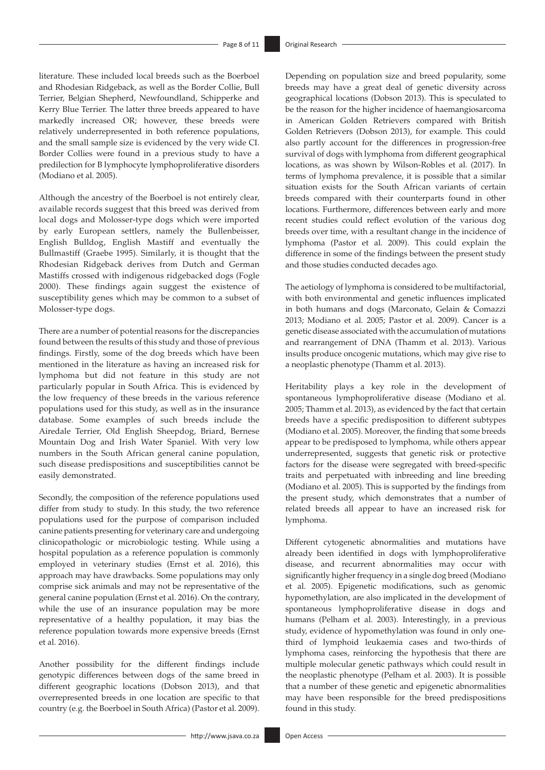literature. These included local breeds such as the Boerboel and Rhodesian Ridgeback, as well as the Border Collie, Bull Terrier, Belgian Shepherd, Newfoundland, Schipperke and Kerry Blue Terrier. The latter three breeds appeared to have markedly increased OR; however, these breeds were relatively underrepresented in both reference populations, and the small sample size is evidenced by the very wide CI. Border Collies were found in a previous study to have a predilection for B lymphocyte lymphoproliferative disorders (Modiano et al. 2005).

Although the ancestry of the Boerboel is not entirely clear, available records suggest that this breed was derived from local dogs and Molosser-type dogs which were imported by early European settlers, namely the Bullenbeisser, English Bulldog, English Mastiff and eventually the Bullmastiff (Graebe 1995). Similarly, it is thought that the Rhodesian Ridgeback derives from Dutch and German Mastiffs crossed with indigenous ridgebacked dogs (Fogle 2000). These findings again suggest the existence of susceptibility genes which may be common to a subset of Molosser-type dogs.

There are a number of potential reasons for the discrepancies found between the results of this study and those of previous findings. Firstly, some of the dog breeds which have been mentioned in the literature as having an increased risk for lymphoma but did not feature in this study are not particularly popular in South Africa. This is evidenced by the low frequency of these breeds in the various reference populations used for this study, as well as in the insurance database. Some examples of such breeds include the Airedale Terrier, Old English Sheepdog, Briard, Bernese Mountain Dog and Irish Water Spaniel. With very low numbers in the South African general canine population, such disease predispositions and susceptibilities cannot be easily demonstrated.

Secondly, the composition of the reference populations used differ from study to study. In this study, the two reference populations used for the purpose of comparison included canine patients presenting for veterinary care and undergoing clinicopathologic or microbiologic testing. While using a hospital population as a reference population is commonly employed in veterinary studies (Ernst et al. 2016), this approach may have drawbacks. Some populations may only comprise sick animals and may not be representative of the general canine population (Ernst et al. 2016). On the contrary, while the use of an insurance population may be more representative of a healthy population, it may bias the reference population towards more expensive breeds (Ernst et al. 2016).

Another possibility for the different findings include genotypic differences between dogs of the same breed in different geographic locations (Dobson 2013), and that overrepresented breeds in one location are specific to that country (e.g. the Boerboel in South Africa) (Pastor et al. 2009). Depending on population size and breed popularity, some breeds may have a great deal of genetic diversity across geographical locations (Dobson 2013). This is speculated to be the reason for the higher incidence of haemangiosarcoma in American Golden Retrievers compared with British Golden Retrievers (Dobson 2013), for example. This could also partly account for the differences in progression-free survival of dogs with lymphoma from different geographical locations, as was shown by Wilson-Robles et al. (2017). In terms of lymphoma prevalence, it is possible that a similar situation exists for the South African variants of certain breeds compared with their counterparts found in other locations. Furthermore, differences between early and more recent studies could reflect evolution of the various dog breeds over time, with a resultant change in the incidence of lymphoma (Pastor et al. 2009). This could explain the difference in some of the findings between the present study and those studies conducted decades ago.

The aetiology of lymphoma is considered to be multifactorial, with both environmental and genetic influences implicated in both humans and dogs (Marconato, Gelain & Comazzi 2013; Modiano et al. 2005; Pastor et al. 2009). Cancer is a genetic disease associated with the accumulation of mutations and rearrangement of DNA (Thamm et al. 2013). Various insults produce oncogenic mutations, which may give rise to a neoplastic phenotype (Thamm et al. 2013).

Heritability plays a key role in the development of spontaneous lymphoproliferative disease (Modiano et al. 2005; Thamm et al. 2013), as evidenced by the fact that certain breeds have a specific predisposition to different subtypes (Modiano et al. 2005). Moreover, the finding that some breeds appear to be predisposed to lymphoma, while others appear underrepresented, suggests that genetic risk or protective factors for the disease were segregated with breed-specific traits and perpetuated with inbreeding and line breeding (Modiano et al. 2005). This is supported by the findings from the present study, which demonstrates that a number of related breeds all appear to have an increased risk for lymphoma.

Different cytogenetic abnormalities and mutations have already been identified in dogs with lymphoproliferative disease, and recurrent abnormalities may occur with significantly higher frequency in a single dog breed (Modiano et al. 2005). Epigenetic modifications, such as genomic hypomethylation, are also implicated in the development of spontaneous lymphoproliferative disease in dogs and humans (Pelham et al. 2003). Interestingly, in a previous study, evidence of hypomethylation was found in only one-third of lymphoid leukaemia cases and two-thirds of lymphoma cases, reinforcing the hypothesis that there are multiple molecular genetic pathways which could result in the neoplastic phenotype (Pelham et al. 2003). It is possible that a number of these genetic and epigenetic abnormalities may have been responsible for the breed predispositions found in this study.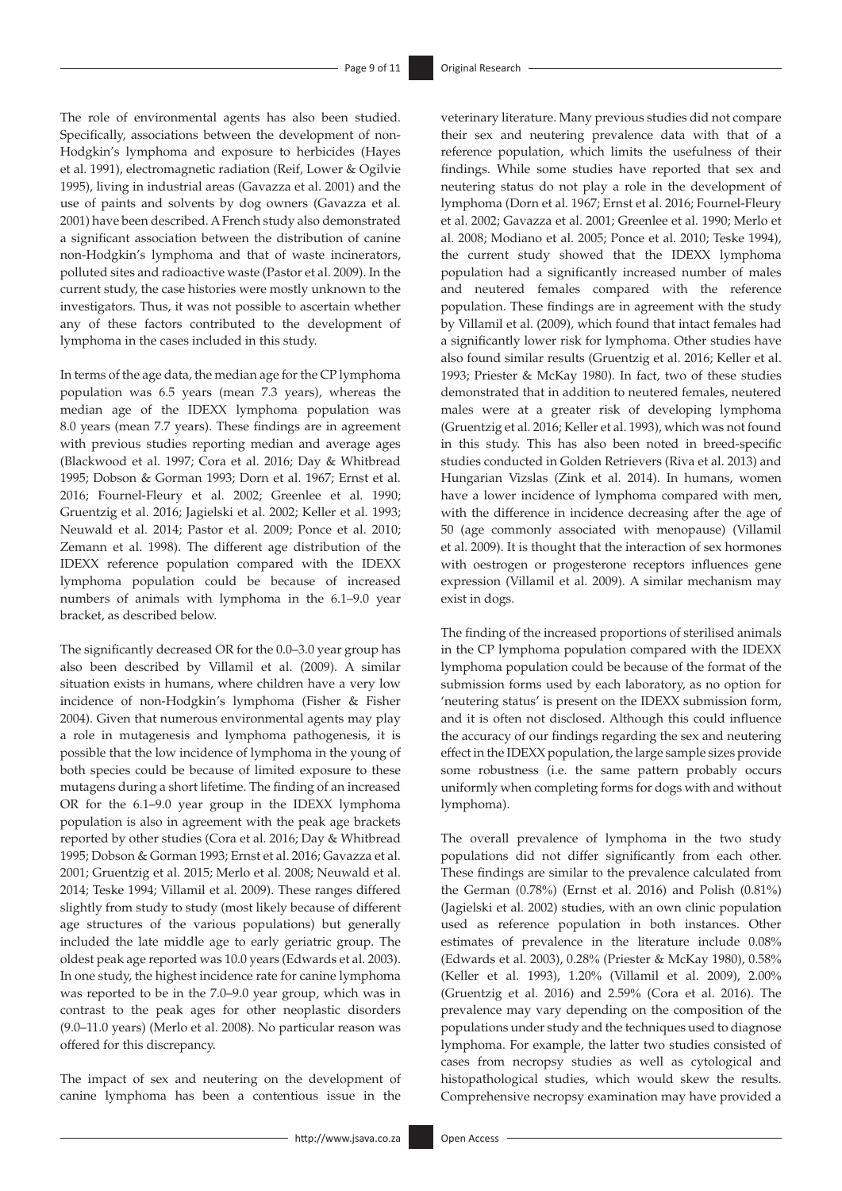The role of environmental agents has also been studied. Specifically, associations between the development of non-Hodgkin's lymphoma and exposure to herbicides (Hayes et al. 1991), electromagnetic radiation (Reif, Lower & Ogilvie 1995), living in industrial areas (Gavazza et al. 2001) and the use of paints and solvents by dog owners (Gavazza et al. 2001) have been described. A French study also demonstrated a significant association between the distribution of canine non-Hodgkin's lymphoma and that of waste incinerators, polluted sites and radioactive waste (Pastor et al. 2009). In the current study, the case histories were mostly unknown to the investigators. Thus, it was not possible to ascertain whether any of these factors contributed to the development of lymphoma in the cases included in this study.

In terms of the age data, the median age for the CP lymphoma population was 6.5 years (mean 7.3 years), whereas the median age of the IDEXX lymphoma population was 8.0 years (mean 7.7 years). These findings are in agreement with previous studies reporting median and average ages (Blackwood et al. 1997; Cora et al. 2016; Day & Whitbread 1995; Dobson & Gorman 1993; Dorn et al. 1967; Ernst et al. 2016; Fournel-Fleury et al. 2002; Greenlee et al. 1990; Gruentzig et al. 2016; Jagielski et al. 2002; Keller et al. 1993; Neuwald et al. 2014; Pastor et al. 2009; Ponce et al. 2010; Zemann et al. 1998). The different age distribution of the IDEXX reference population compared with the IDEXX lymphoma population could be because of increased numbers of animals with lymphoma in the 6.1–9.0 year bracket, as described below.

The significantly decreased OR for the 0.0–3.0 year group has also been described by Villamil et al. (2009). A similar situation exists in humans, where children have a very low incidence of non-Hodgkin's lymphoma (Fisher & Fisher 2004). Given that numerous environmental agents may play a role in mutagenesis and lymphoma pathogenesis, it is possible that the low incidence of lymphoma in the young of both species could be because of limited exposure to these mutagens during a short lifetime. The finding of an increased OR for the 6.1–9.0 year group in the IDEXX lymphoma population is also in agreement with the peak age brackets reported by other studies (Cora et al. 2016; Day & Whitbread 1995; Dobson & Gorman 1993; Ernst et al. 2016; Gavazza et al. 2001; Gruentzig et al. 2015; Merlo et al. 2008; Neuwald et al. 2014; Teske 1994; Villamil et al. 2009). These ranges differed slightly from study to study (most likely because of different age structures of the various populations) but generally included the late middle age to early geriatric group. The oldest peak age reported was 10.0 years (Edwards et al. 2003). In one study, the highest incidence rate for canine lymphoma was reported to be in the 7.0–9.0 year group, which was in contrast to the peak ages for other neoplastic disorders (9.0–11.0 years) (Merlo et al. 2008). No particular reason was offered for this discrepancy.

The impact of sex and neutering on the development of canine lymphoma has been a contentious issue in the veterinary literature. Many previous studies did not compare their sex and neutering prevalence data with that of a reference population, which limits the usefulness of their findings. While some studies have reported that sex and neutering status do not play a role in the development of lymphoma (Dorn et al. 1967; Ernst et al. 2016; Fournel-Fleury et al. 2002; Gavazza et al. 2001; Greenlee et al. 1990; Merlo et al. 2008; Modiano et al. 2005; Ponce et al. 2010; Teske 1994), the current study showed that the IDEXX lymphoma population had a significantly increased number of males and neutered females compared with the reference population. These findings are in agreement with the study by Villamil et al. (2009), which found that intact females had a significantly lower risk for lymphoma. Other studies have also found similar results (Gruentzig et al. 2016; Keller et al. 1993; Priester & McKay 1980). In fact, two of these studies demonstrated that in addition to neutered females, neutered males were at a greater risk of developing lymphoma (Gruentzig et al. 2016; Keller et al. 1993), which was not found in this study. This has also been noted in breed-specific studies conducted in Golden Retrievers (Riva et al. 2013) and Hungarian Vizslas (Zink et al. 2014). In humans, women have a lower incidence of lymphoma compared with men, with the difference in incidence decreasing after the age of 50 (age commonly associated with menopause) (Villamil et al. 2009). It is thought that the interaction of sex hormones with oestrogen or progesterone receptors influences gene expression (Villamil et al. 2009). A similar mechanism may exist in dogs.

The finding of the increased proportions of sterilised animals in the CP lymphoma population compared with the IDEXX lymphoma population could be because of the format of the submission forms used by each laboratory, as no option for 'neutering status' is present on the IDEXX submission form, and it is often not disclosed. Although this could influence the accuracy of our findings regarding the sex and neutering effect in the IDEXX population, the large sample sizes provide some robustness (i.e. the same pattern probably occurs uniformly when completing forms for dogs with and without lymphoma).

The overall prevalence of lymphoma in the two study populations did not differ significantly from each other. These findings are similar to the prevalence calculated from the German (0.78%) (Ernst et al. 2016) and Polish (0.81%) (Jagielski et al. 2002) studies, with an own clinic population used as reference population in both instances. Other estimates of prevalence in the literature include 0.08% (Edwards et al. 2003), 0.28% (Priester & McKay 1980), 0.58% (Keller et al. 1993), 1.20% (Villamil et al. 2009), 2.00% (Gruentzig et al. 2016) and 2.59% (Cora et al. 2016). The prevalence may vary depending on the composition of the populations under study and the techniques used to diagnose lymphoma. For example, the latter two studies consisted of cases from necropsy studies as well as cytological and histopathological studies, which would skew the results. Comprehensive necropsy examination may have provided a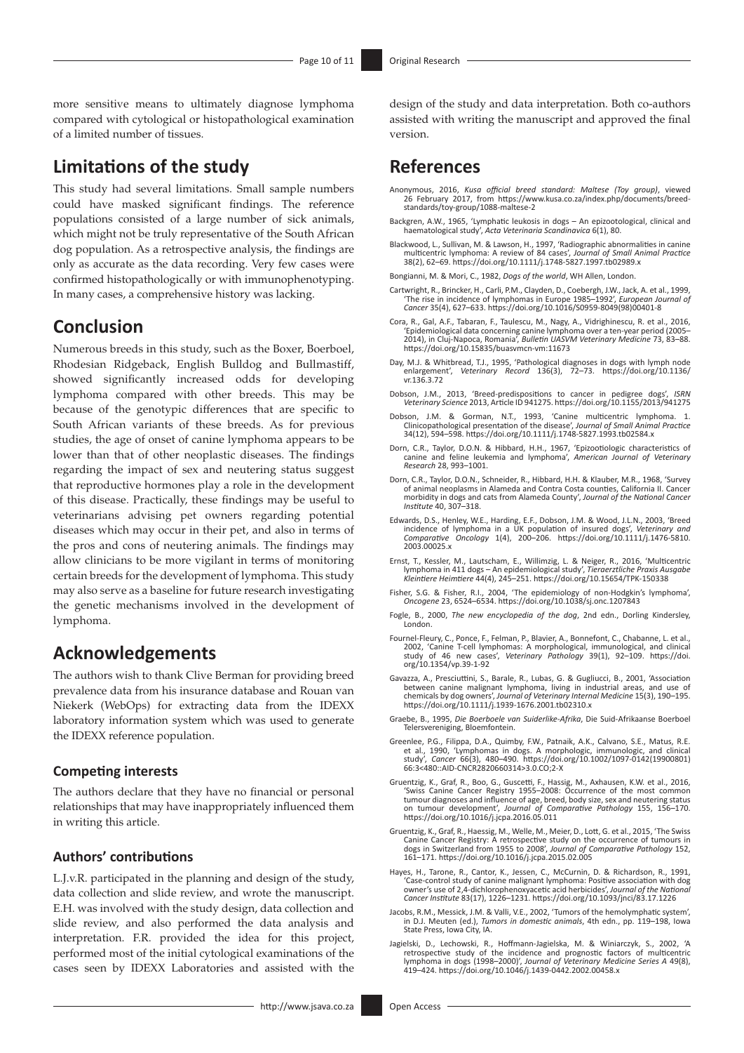more sensitive means to ultimately diagnose lymphoma compared with cytological or histopathological examination of a limited number of tissues.

## Limitations of the study

This study had several limitations. Small sample numbers could have masked significant findings. The reference populations consisted of a large number of sick animals, which might not be truly representative of the South African dog population. As a retrospective analysis, the findings are only as accurate as the data recording. Very few cases were confirmed histopathologically or with immunophenotyping. In many cases, a comprehensive history was lacking.

## Conclusion

Numerous breeds in this study, such as the Boxer, Boerboel, Rhodesian Ridgeback, English Bulldog and Bullmastiff, showed significantly increased odds for developing lymphoma compared with other breeds. This may be because of the genotypic differences that are specific to South African variants of these breeds. As for previous studies, the age of onset of canine lymphoma appears to be lower than that of other neoplastic diseases. The findings regarding the impact of sex and neutering status suggest that reproductive hormones play a role in the development of this disease. Practically, these findings may be useful to veterinarians advising pet owners regarding potential diseases which may occur in their pet, and also in terms of the pros and cons of neutering animals. The findings may allow clinicians to be more vigilant in terms of monitoring certain breeds for the development of lymphoma. This study may also serve as a baseline for future research investigating the genetic mechanisms involved in the development of lymphoma.

## Acknowledgements

The authors wish to thank Clive Berman for providing breed prevalence data from his insurance database and Rouan van Niekerk (WebOps) for extracting data from the IDEXX laboratory information system which was used to generate the IDEXX reference population.

### Competing interests

The authors declare that they have no financial or personal relationships that may have inappropriately influenced them in writing this article.

### Authors' contributions

L.J.v.R. participated in the planning and design of the study, data collection and slide review, and wrote the manuscript. E.H. was involved with the study design, data collection and slide review, and also performed the data analysis and interpretation. F.R. provided the idea for this project, performed most of the initial cytological examinations of the cases seen by IDEXX Laboratories and assisted with the design of the study and data interpretation. Both co-authors assisted with writing the manuscript and approved the final version.

## References

Anonymous, 2016, *Kusa official breed standard: Maltese (Toy group)*, viewed 26 February 2017, from https://www.kusa.co.za/index.php/documents/breed-standards/toy-group/1088-maltese-2

Backgren, A.W., 1965, 'Lymphatic leukosis in dogs – An epizootological, clinical and haematological study', *Acta Veterinaria Scandinavica* 6(1), 80.

Blackwood, L., Sullivan, M. & Lawson, H., 1997, 'Radiographic abnormalities in canine multicentric lymphoma: A review of 84 cases', *Journal of Small Animal Practice* 38(2), 62–69. https://doi.org/10.1111/j.1748-5827.1997.tb02989.x

Bongianni, M. & Mori, C., 1982, *Dogs of the world*, WH Allen, London.

Cartwright, R., Brincker, H., Carli, P.M., Clayden, D., Coebergh, J.W., Jack, A. et al., 1999, 'The rise in incidence of lymphomas in Europe 1985–1992', *European Journal of Cancer* 35(4), 627–633. https://doi.org/10.1016/S0959-8049(98)00401-8

Cora, R., Gal, A.F., Tabaran, F., Taulescu, M., Nagy, A., Vidrighinescu, R. et al., 2016, 'Epidemiological data concerning canine lymphoma over a ten-year period (2005–2014), in Cluj-Napoca, Romania', *Bulletin UASVM Veterinary Medicine* 73, 83–88. https://doi.org/10.15835/buasvmcn-vm:11673

Day, M.J. & Whitbread, T.J., 1995, 'Pathological diagnoses in dogs with lymph node enlargement', *Veterinary Record* 136(3), 72–73. https://doi.org/10.1136/vr.136.3.72

Dobson, J.M., 2013, 'Breed-predispositions to cancer in pedigree dogs', *ISRN Veterinary Science* 2013, Article ID 941275. https://doi.org/10.1155/2013/941275

Dobson, J.M. & Gorman, N.T., 1993, 'Canine multicentric lymphoma. 1. Clinicopathological presentation of the disease', *Journal of Small Animal Practice* 34(12), 594–598. https://doi.org/10.1111/j.1748-5827.1993.tb02584.x

Dorn, C.R., Taylor, D.O.N. & Hibbard, H.H., 1967, 'Epizootiologic characteristics of canine and feline leukemia and lymphoma', *American Journal of Veterinary Research* 28, 993–1001.

Dorn, C.R., Taylor, D.O.N., Schneider, R., Hibbard, H.H. & Klauber, M.R., 1968, 'Survey of animal neoplasms in Alameda and Contra Costa counties, California II. Cancer morbidity in dogs and cats from Alameda County', *Journal of the National Cancer Institute* 40, 307–318.

Edwards, D.S., Henley, W.E., Harding, E.F., Dobson, J.M. & Wood, J.L.N., 2003, 'Breed incidence of lymphoma in a UK population of insured dogs', *Veterinary and Comparative Oncology* 1(4), 200–206. https://doi.org/10.1111/j.1476-5810.2003.00025.x

Ernst, T., Kessler, M., Lautscham, E., Willimzig, L. & Neiger, R., 2016, 'Multicentric lymphoma in 411 dogs – An epidemiological study', *Tieraerztliche Praxis Ausgabe Kleintiere Heimtiere* 44(4), 245–251. https://doi.org/10.15654/TPK-150338

Fisher, S.G. & Fisher, R.I., 2004, 'The epidemiology of non-Hodgkin's lymphoma', *Oncogene* 23, 6524–6534. https://doi.org/10.1038/sj.onc.1207843

Fogle, B., 2000, *The new encyclopedia of the dog*, 2nd edn., Dorling Kindersley, London.

Fournel-Fleury, C., Ponce, F., Felman, P., Blavier, A., Bonnefont, C., Chabanne, L. et al., 2002, 'Canine T-cell lymphomas: A morphological, immunological, and clinical study of 46 new cases', *Veterinary Pathology* 39(1), 92–109. https://doi.org/10.1354/vp.39-1-92

Gavazza, A., Presciuttini, S., Barale, R., Lubas, G. & Gugliucci, B., 2001, 'Association between canine malignant lymphoma, living in industrial areas, and use of chemicals by dog owners', *Journal of Veterinary Internal Medicine* 15(3), 190–195. https://doi.org/10.1111/j.1939-1676.2001.tb02310.x

Graebe, B., 1995, *Die Boerboele van Suiderlike-Afrika*, Die Suid-Afrikaanse Boerboel Telersvereniging, Bloemfontein.

Greenlee, P.G., Filippa, D.A., Quimby, F.W., Patnaik, A.K., Calvano, S.E., Matus, R.E. et al., 1990, 'Lymphomas in dogs. A morphologic, immunologic, and clinical study', *Cancer* 66(3), 480–490. https://doi.org/10.1002/1097-0142(19900801)66:3<480::AID-CNCR2820660314>3.0.CO;2-X

Gruentzig, K., Graf, R., Boo, G., Guscetti, F., Hassig, M., Axhausen, K.W. et al., 2016, 'Swiss Canine Cancer Registry 1955–2008: Occurrence of the most common tumour diagnoses and influence of age, breed, body size, sex and neutering status on tumour development', *Journal of Comparative Pathology* 155, 156–170. https://doi.org/10.1016/j.jcpa.2016.05.011

Gruentzig, K., Graf, R., Haessig, M., Welle, M., Meier, D., Lott, G. et al., 2015, 'The Swiss Canine Cancer Registry: A retrospective study on the occurrence of tumours in dogs in Switzerland from 1955 to 2008', *Journal of Comparative Pathology* 152, 161–171. https://doi.org/10.1016/j.jcpa.2015.02.005

Hayes, H., Tarone, R., Cantor, K., Jessen, C., McCurnin, D. & Richardson, R., 1991, 'Case-control study of canine malignant lymphoma: Positive association with dog owner's use of 2,4-dichlorophenoxyacetic acid herbicides', *Journal of the National Cancer Institute* 83(17), 1226–1231. https://doi.org/10.1093/jnci/83.17.1226

Jacobs, R.M., Messick, J.M. & Valli, V.E., 2002, 'Tumors of the hemolymphatic system', in D.J. Meuten (ed.), *Tumors in domestic animals*, 4th edn., pp. 119–198, Iowa State Press, Iowa City, IA.

Jagielski, D., Lechowski, R., Hoffmann-Jagielska, M. & Winiarczyk, S., 2002, 'A retrospective study of the incidence and prognostic factors of multicentric lymphoma in dogs (1998–2000)', *Journal of Veterinary Medicine Series A* 49(8), 419–424. https://doi.org/10.1046/j.1439-0442.2002.00458.x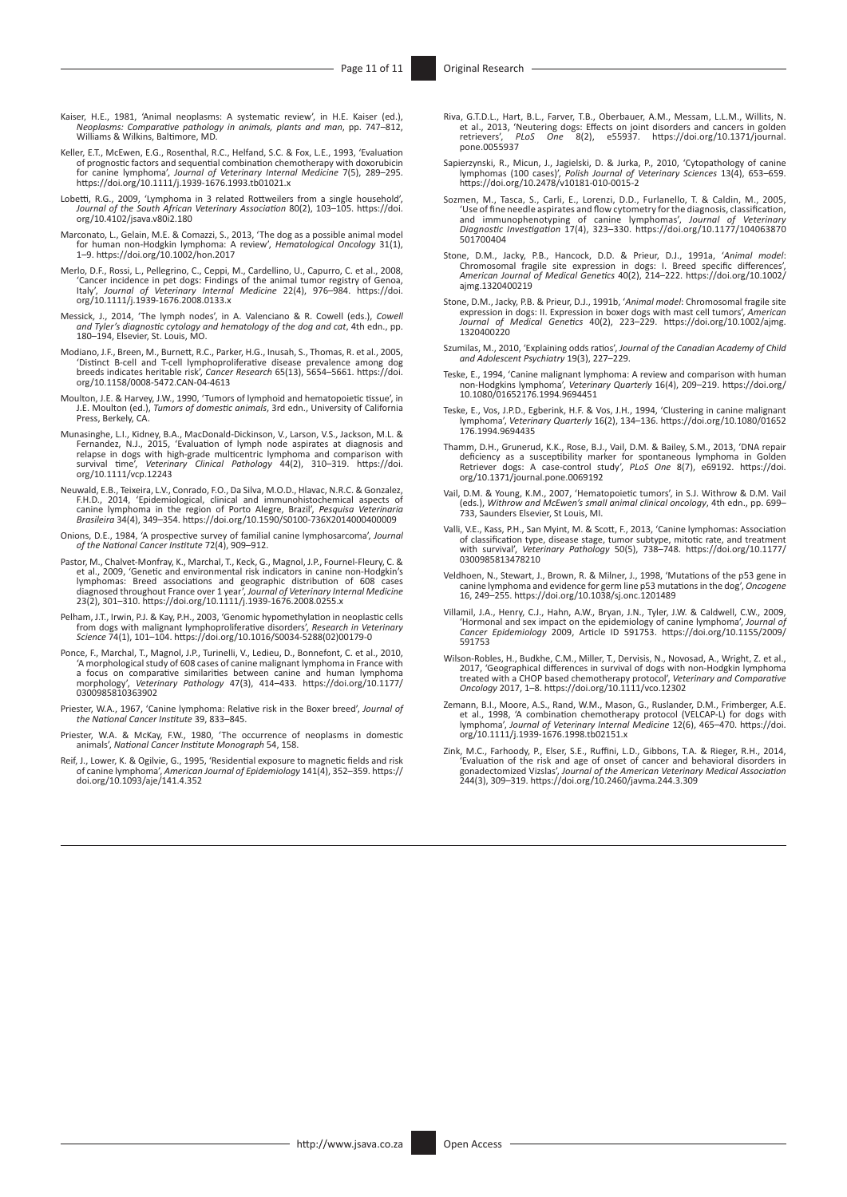Kaiser, H.E., 1981, 'Animal neoplasms: A systematic review', in H.E. Kaiser (ed.), *Neoplasms: Comparative pathology in animals, plants and man*, pp. 747–812, Williams & Wilkins, Baltimore, MD.

Keller, E.T., McEwen, E.G., Rosenthal, R.C., Helfand, S.C. & Fox, L.E., 1993, 'Evaluation of prognostic factors and sequential combination chemotherapy with doxorubicin for canine lymphoma', *Journal of Veterinary Internal Medicine* 7(5), 289–295. https://doi.org/10.1111/j.1939-1676.1993.tb01021.x

Lobetti, R.G., 2009, 'Lymphoma in 3 related Rottweilers from a single household', *Journal of the South African Veterinary Association* 80(2), 103–105. https://doi.org/10.4102/jsava.v80i2.180

Marconato, L., Gelain, M.E. & Comazzi, S., 2013, 'The dog as a possible animal model for human non-Hodgkin lymphoma: A review', *Hematological Oncology* 31(1), 1–9. https://doi.org/10.1002/hon.2017

Merlo, D.F., Rossi, L., Pellegrino, C., Ceppi, M., Cardellino, U., Capurro, C. et al., 2008, 'Cancer incidence in pet dogs: Findings of the animal tumor registry of Genoa, Italy', *Journal of Veterinary Internal Medicine* 22(4), 976–984. https://doi.org/10.1111/j.1939-1676.2008.0133.x

Messick, J., 2014, 'The lymph nodes', in A. Valenciano & R. Cowell (eds.), *Cowell and Tyler's diagnostic cytology and hematology of the dog and cat*, 4th edn., pp. 180–194, Elsevier, St. Louis, MO.

Modiano, J.F., Breen, M., Burnett, R.C., Parker, H.G., Inusah, S., Thomas, R. et al., 2005, 'Distinct B-cell and T-cell lymphoproliferative disease prevalence among dog breeds indicates heritable risk', *Cancer Research* 65(13), 5654–5661. https://doi.org/10.1158/0008-5472.CAN-04-4613

Moulton, J.E. & Harvey, J.W., 1990, 'Tumors of lymphoid and hematopoietic tissue', in J.E. Moulton (ed.), *Tumors of domestic animals*, 3rd edn., University of California Press, Berkely, CA.

Munasinghe, L.I., Kidney, B.A., MacDonald-Dickinson, V., Larson, V.S., Jackson, M.L. & Fernandez, N.J., 2015, 'Evaluation of lymph node aspirates at diagnosis and relapse in dogs with high-grade multicentric lymphoma and comparison with survival time', *Veterinary Clinical Pathology* 44(2), 310–319. https://doi.org/10.1111/vcp.12243

Neuwald, E.B., Teixeira, L.V., Conrado, F.O., Da Silva, M.O.D., Hlavac, N.R.C. & Gonzalez, F.H.D., 2014, 'Epidemiological, clinical and immunohistochemical aspects of canine lymphoma in the region of Porto Alegre, Brazil', *Pesquisa Veterinaria Brasileira* 34(4), 349–354. https://doi.org/10.1590/S0100-736X2014000400009

Onions, D.E., 1984, 'A prospective survey of familial canine lymphosarcoma', *Journal of the National Cancer Institute* 72(4), 909–912.

Pastor, M., Chalvet-Monfray, K., Marchal, T., Keck, G., Magnol, J.P., Fournel-Fleury, C. & et al., 2009, 'Genetic and environmental risk indicators in canine non-Hodgkin's lymphomas: Breed associations and geographic distribution of 608 cases diagnosed throughout France over 1 year', *Journal of Veterinary Internal Medicine* 23(2), 301–310. https://doi.org/10.1111/j.1939-1676.2008.0255.x

Pelham, J.T., Irwin, P.J. & Kay, P.H., 2003, 'Genomic hypomethylation in neoplastic cells from dogs with malignant lymphoproliferative disorders', *Research in Veterinary Science* 74(1), 101–104. https://doi.org/10.1016/S0034-5288(02)00179-0

Ponce, F., Marchal, T., Magnol, J.P., Turinelli, V., Ledieu, D., Bonnefont, C. et al., 2010, 'A morphological study of 608 cases of canine malignant lymphoma in France with a focus on comparative similarities between canine and human lymphoma morphology', *Veterinary Pathology* 47(3), 414–433. https://doi.org/10.1177/0300985810363902

Priester, W.A., 1967, 'Canine lymphoma: Relative risk in the Boxer breed', *Journal of the National Cancer Institute* 39, 833–845.

Priester, W.A. & McKay, F.W., 1980, 'The occurrence of neoplasms in domestic animals', *National Cancer Institute Monograph* 54, 158.

Reif, J., Lower, K. & Ogilvie, G., 1995, 'Residential exposure to magnetic fields and risk of canine lymphoma', *American Journal of Epidemiology* 141(4), 352–359. https://doi.org/10.1093/aje/141.4.352

Riva, G.T.D.L., Hart, B.L., Farver, T.B., Oberbauer, A.M., Messam, L.L.M., Willits, N. et al., 2013, 'Neutering dogs: Effects on joint disorders and cancers in golden retrievers', *PLoS One* 8(2), e55937. https://doi.org/10.1371/journal.pone.0055937

Sapierzynski, R., Micun, J., Jagielski, D. & Jurka, P., 2010, 'Cytopathology of canine lymphomas (100 cases)', *Polish Journal of Veterinary Sciences* 13(4), 653–659. https://doi.org/10.2478/v10181-010-0015-2

Sozmen, M., Tasca, S., Carli, E., Lorenzi, D.D., Furlanello, T. & Caldin, M., 2005, 'Use of fine needle aspirates and flow cytometry for the diagnosis, classification, and immunophenotyping of canine lymphomas', *Journal of Veterinary Diagnostic Investigation* 17(4), 323–330. https://doi.org/10.1177/104063870501700404

Stone, D.M., Jacky, P.B., Hancock, D.D. & Prieur, D.J., 1991a, '*Animal model*: Chromosomal fragile site expression in dogs: I. Breed specific differences', *American Journal of Medical Genetics* 40(2), 214–222. https://doi.org/10.1002/ajmg.1320400219

Stone, D.M., Jacky, P.B. & Prieur, D.J., 1991b, '*Animal model*: Chromosomal fragile site expression in dogs: II. Expression in boxer dogs with mast cell tumors', *American Journal of Medical Genetics* 40(2), 223–229. https://doi.org/10.1002/ajmg.1320400220

Szumilas, M., 2010, 'Explaining odds ratios', *Journal of the Canadian Academy of Child and Adolescent Psychiatry* 19(3), 227–229.

Teske, E., 1994, 'Canine malignant lymphoma: A review and comparison with human non-Hodgkins lymphoma', *Veterinary Quarterly* 16(4), 209–219. https://doi.org/10.1080/01652176.1994.9694451

Teske, E., Vos, J.P.D., Egberink, H.F. & Vos, J.H., 1994, 'Clustering in canine malignant lymphoma', *Veterinary Quarterly* 16(2), 134–136. https://doi.org/10.1080/01652176.1994.9694435

Thamm, D.H., Grunerud, K.K., Rose, B.J., Vail, D.M. & Bailey, S.M., 2013, 'DNA repair deficiency as a susceptibility marker for spontaneous lymphoma in Golden Retriever dogs: A case-control study', *PLoS One* 8(7), e69192. https://doi.org/10.1371/journal.pone.0069192

Vail, D.M. & Young, K.M., 2007, 'Hematopoietic tumors', in S.J. Withrow & D.M. Vail (eds.), *Withrow and McEwen's small animal clinical oncology*, 4th edn., pp. 699–733, Saunders Elsevier, St Louis, MI.

Valli, V.E., Kass, P.H., San Myint, M. & Scott, F., 2013, 'Canine lymphomas: Association of classification type, disease stage, tumor subtype, mitotic rate, and treatment with survival', *Veterinary Pathology* 50(5), 738–748. https://doi.org/10.1177/0300985813478210

Veldhoen, N., Stewart, J., Brown, R. & Milner, J., 1998, 'Mutations of the p53 gene in canine lymphoma and evidence for germ line p53 mutations in the dog', *Oncogene* 16, 249–255. https://doi.org/10.1038/sj.onc.1201489

Villamil, J.A., Henry, C.J., Hahn, A.W., Bryan, J.N., Tyler, J.W. & Caldwell, C.W., 2009, 'Hormonal and sex impact on the epidemiology of canine lymphoma', *Journal of Cancer Epidemiology* 2009, Article ID 591753. https://doi.org/10.1155/2009/591753

Wilson-Robles, H., Budke, C.M., Miller, T., Dervisis, N., Novosad, A., Wright, Z. et al., 2017, 'Geographical differences in survival of dogs with non-Hodgkin lymphoma treated with a CHOP based chemotherapy protocol', *Veterinary and Comparative Oncology* 2017, 1–8. https://doi.org/10.1111/vco.12302

Zemann, B.I., Moore, A.S., Rand, W.M., Mason, G., Ruslander, D.M., Frimberger, A.E. et al., 1998, 'A combination chemotherapy protocol (VELCAP-L) for dogs with lymphoma', *Journal of Veterinary Internal Medicine* 12(6), 465–470. https://doi.org/10.1111/j.1939-1676.1998.tb02151.x

Zink, M.C., Farhoody, P., Elser, S.E., Ruffini, L.D., Gibbons, T.A. & Rieger, R.H., 2014, 'Evaluation of the risk and age of onset of cancer and behavioral disorders in gonadectomized Vizslas', *Journal of the American Veterinary Medical Association* 244(3), 309–319. https://doi.org/10.2460/javma.244.3.309